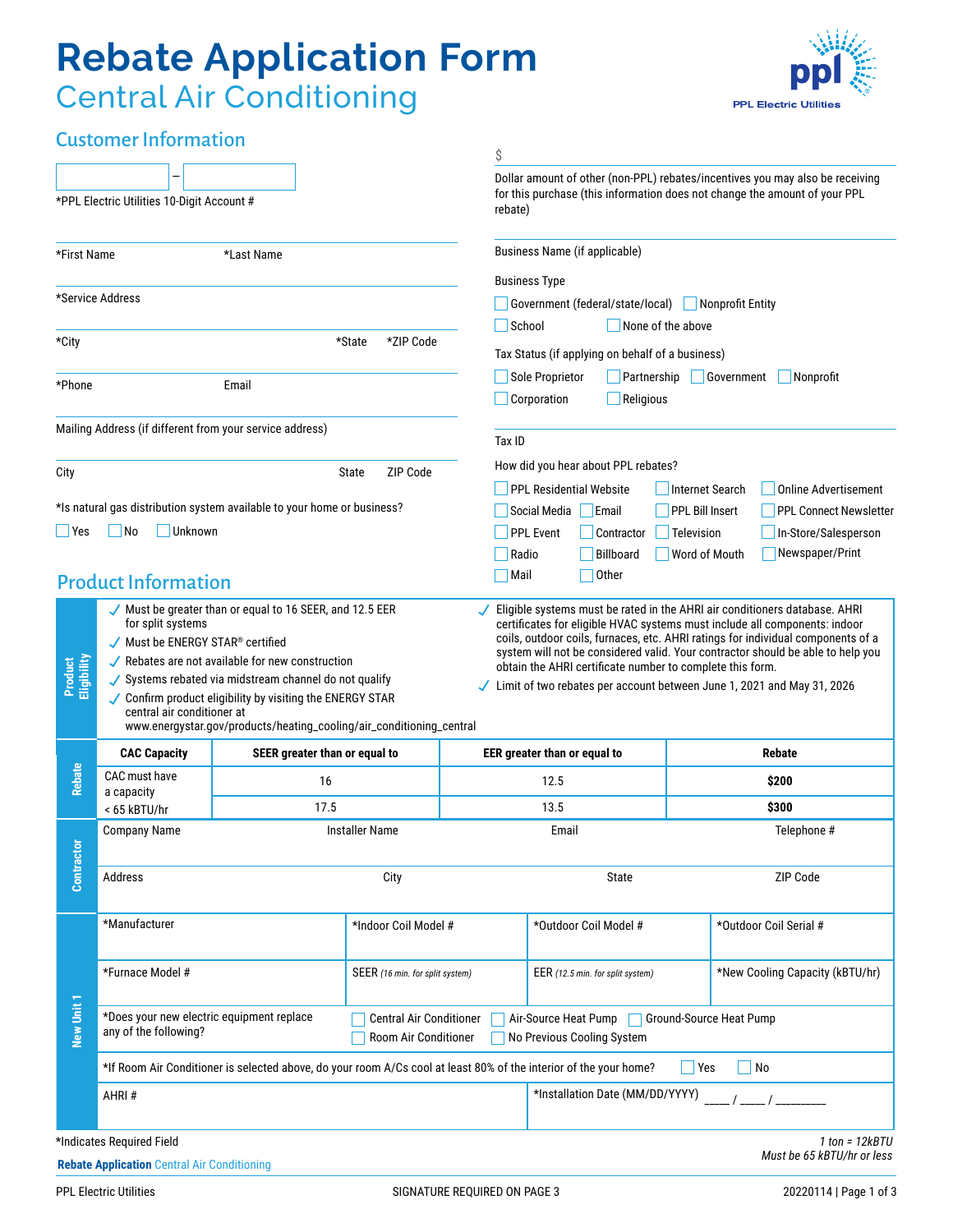# Rebate Application Form

## Central Air Conditioning

PPL Electric Utilities

### Customer Information

\_\_\_\_\_\_\_\_\_\_ – \_\_\_\_\_\_\_\_\_\_

*PPL Electric Utilities 10-Digit Account #

*First Name | *Last Name

*Service Address

*City | *State | *ZIP Code

*Phone | Email

Mailing Address (if different from your service address)

City | State | ZIP Code

*Is natural gas distribution system available to your home or business?

☐ Yes ☐ No ☐ Unknown

$

Dollar amount of other (non-PPL) rebates/incentives you may also be receiving for this purchase (this information does not change the amount of your PPL rebate)

Business Name (if applicable)

Business Type

☐ Government (federal/state/local) ☐ Nonprofit Entity
☐ School ☐ None of the above

Tax Status (if applying on behalf of a business)

☐ Sole Proprietor ☐ Partnership ☐ Government ☐ Nonprofit
☐ Corporation ☐ Religious

Tax ID

How did you hear about PPL rebates?

☐ PPL Residential Website ☐ Internet Search ☐ Online Advertisement
☐ Social Media ☐ Email ☐ PPL Bill Insert ☐ PPL Connect Newsletter
☐ PPL Event ☐ Contractor ☐ Television ☐ In-Store/Salesperson
☐ Radio ☐ Billboard ☐ Word of Mouth ☐ Newspaper/Print
☐ Mail ☐ Other

### Product Information

**Product Eligibility**

- ✓ Must be greater than or equal to 16 SEER, and 12.5 EER for split systems
- ✓ Must be ENERGY STAR® certified
- ✓ Rebates are not available for new construction
- ✓ Systems rebated via midstream channel do not qualify
- ✓ Confirm product eligibility by visiting the ENERGY STAR central air conditioner at www.energystar.gov/products/heating_cooling/air_conditioning_central
- ✓ Eligible systems must be rated in the AHRI air conditioners database. AHRI certificates for eligible HVAC systems must include all components: indoor coils, outdoor coils, furnaces, etc. AHRI ratings for individual components of a system will not be considered valid. Your contractor should be able to help you obtain the AHRI certificate number to complete this form.
- ✓ Limit of two rebates per account between June 1, 2021 and May 31, 2026

**Rebate**

| CAC Capacity | SEER greater than or equal to | EER greater than or equal to | Rebate |
|---|---|---|---|
| CAC must have a capacity < 65 kBTU/hr | 16 | 12.5 | **$200** |
| | 17.5 | 13.5 | **$300** |

**Contractor**

| Company Name | Installer Name | Email | Telephone # |
|---|---|---|---|
| Address | City | State | ZIP Code |

**New Unit 1**

| *Manufacturer | *Indoor Coil Model # | *Outdoor Coil Model # | *Outdoor Coil Serial # |
|---|---|---|---|
| *Furnace Model # | SEER *(16 min. for split system)* | EER *(12.5 min. for split system)* | *New Cooling Capacity (kBTU/hr) |

*Does your new electric equipment replace any of the following?

☐ Central Air Conditioner ☐ Air-Source Heat Pump ☐ Ground-Source Heat Pump
☐ Room Air Conditioner ☐ No Previous Cooling System

*If Room Air Conditioner is selected above, do your room A/Cs cool at least 80% of the interior of the your home? ☐ Yes ☐ No

AHRI #

*Installation Date (MM/DD/YYYY) \_\_\_\_ / \_\_\_\_ / \_\_\_\_\_\_\_\_

*Indicates Required Field

*1 ton = 12kBTU*
*Must be 65 kBTU/hr or less*

SIGNATURE REQUIRED ON PAGE 3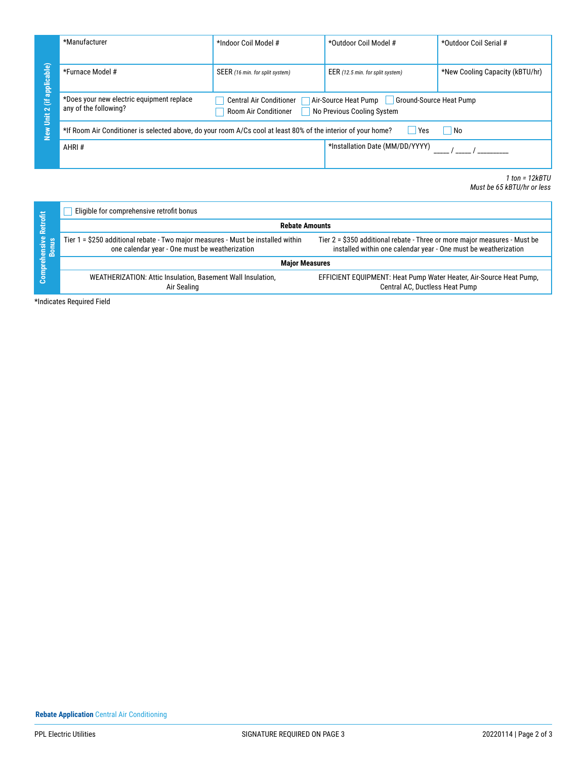## New Unit 2 (if applicable)

| *Manufacturer | *Indoor Coil Model # | *Outdoor Coil Model # | *Outdoor Coil Serial # |
|---|---|---|---|
| *Furnace Model # | SEER *(16 min. for split system)* | EER *(12.5 min. for split system)* | *New Cooling Capacity (kBTU/hr) |
| *Does your new electric equipment replace any of the following? | ☐ Central Air Conditioner ☐ Air-Source Heat Pump ☐ Ground-Source Heat Pump ☐ Room Air Conditioner ☐ No Previous Cooling System | | |
| *If Room Air Conditioner is selected above, do your room A/Cs cool at least 80% of the interior of your home? ☐ Yes ☐ No | | | |
| AHRI # | | *Installation Date (MM/DD/YYYY) ____ / ____ / ________ | |

*1 ton = 12kBTU*
*Must be 65 kBTU/hr or less*

## Comprehensive Retrofit Bonus

☐ Eligible for comprehensive retrofit bonus

| Rebate Amounts | |
|---|---|
| Tier 1 = $250 additional rebate - Two major measures - Must be installed within one calendar year - One must be weatherization | Tier 2 = $350 additional rebate - Three or more major measures - Must be installed within one calendar year - One must be weatherization |
| **Major Measures** | |
| WEATHERIZATION: Attic Insulation, Basement Wall Insulation, Air Sealing | EFFICIENT EQUIPMENT: Heat Pump Water Heater, Air-Source Heat Pump, Central AC, Ductless Heat Pump |

*Indicates Required Field

**Rebate Application** Central Air Conditioning

PPL Electric Utilities — SIGNATURE REQUIRED ON PAGE 3 — 20220114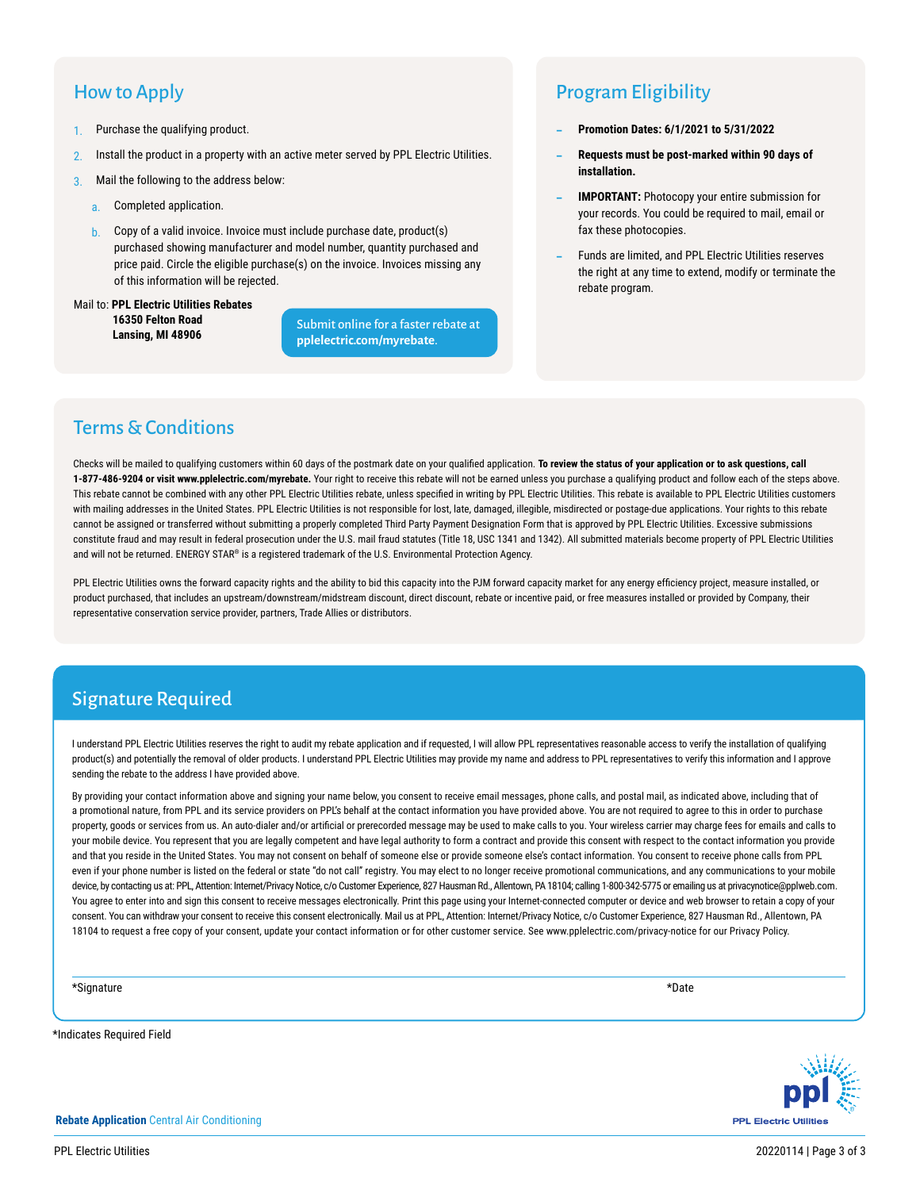## How to Apply

1. Purchase the qualifying product.
2. Install the product in a property with an active meter served by PPL Electric Utilities.
3. Mail the following to the address below:
   a. Completed application.
   b. Copy of a valid invoice. Invoice must include purchase date, product(s) purchased showing manufacturer and model number, quantity purchased and price paid. Circle the eligible purchase(s) on the invoice. Invoices missing any of this information will be rejected.

Mail to: **PPL Electric Utilities Rebates**
**16350 Felton Road**
**Lansing, MI 48906**

Submit online for a faster rebate at **pplelectric.com/myrebate**.

## Program Eligibility

- **Promotion Dates: 6/1/2021 to 5/31/2022**
- **Requests must be post-marked within 90 days of installation.**
- **IMPORTANT:** Photocopy your entire submission for your records. You could be required to mail, email or fax these photocopies.
- Funds are limited, and PPL Electric Utilities reserves the right at any time to extend, modify or terminate the rebate program.

## Terms & Conditions

Checks will be mailed to qualifying customers within 60 days of the postmark date on your qualified application. **To review the status of your application or to ask questions, call 1-877-486-9204 or visit www.pplelectric.com/myrebate.** Your right to receive this rebate will not be earned unless you purchase a qualifying product and follow each of the steps above. This rebate cannot be combined with any other PPL Electric Utilities rebate, unless specified in writing by PPL Electric Utilities. This rebate is available to PPL Electric Utilities customers with mailing addresses in the United States. PPL Electric Utilities is not responsible for lost, late, damaged, illegible, misdirected or postage-due applications. Your rights to this rebate cannot be assigned or transferred without submitting a properly completed Third Party Payment Designation Form that is approved by PPL Electric Utilities. Excessive submissions constitute fraud and may result in federal prosecution under the U.S. mail fraud statutes (Title 18, USC 1341 and 1342). All submitted materials become property of PPL Electric Utilities and will not be returned. ENERGY STAR® is a registered trademark of the U.S. Environmental Protection Agency.

PPL Electric Utilities owns the forward capacity rights and the ability to bid this capacity into the PJM forward capacity market for any energy efficiency project, measure installed, or product purchased, that includes an upstream/downstream/midstream discount, direct discount, rebate or incentive paid, or free measures installed or provided by Company, their representative conservation service provider, partners, Trade Allies or distributors.

## Signature Required

I understand PPL Electric Utilities reserves the right to audit my rebate application and if requested, I will allow PPL representatives reasonable access to verify the installation of qualifying product(s) and potentially the removal of older products. I understand PPL Electric Utilities may provide my name and address to PPL representatives to verify this information and I approve sending the rebate to the address I have provided above.

By providing your contact information above and signing your name below, you consent to receive email messages, phone calls, and postal mail, as indicated above, including that of a promotional nature, from PPL and its service providers on PPL's behalf at the contact information you have provided above. You are not required to agree to this in order to purchase property, goods or services from us. An auto-dialer and/or artificial or prerecorded message may be used to make calls to you. Your wireless carrier may charge fees for emails and calls to your mobile device. You represent that you are legally competent and have legal authority to form a contract and provide this consent with respect to the contact information you provide and that you reside in the United States. You may not consent on behalf of someone else or provide someone else's contact information. You consent to receive phone calls from PPL even if your phone number is listed on the federal or state "do not call" registry. You may elect to no longer receive promotional communications, and any communications to your mobile device, by contacting us at: PPL, Attention: Internet/Privacy Notice, c/o Customer Experience, 827 Hausman Rd., Allentown, PA 18104; calling 1-800-342-5775 or emailing us at privacynotice@pplweb.com. You agree to enter into and sign this consent to receive messages electronically. Print this page using your Internet-connected computer or device and web browser to retain a copy of your consent. You can withdraw your consent to receive this consent electronically. Mail us at PPL, Attention: Internet/Privacy Notice, c/o Customer Experience, 827 Hausman Rd., Allentown, PA 18104 to request a free copy of your consent, update your contact information or for other customer service. See www.pplelectric.com/privacy-notice for our Privacy Policy.

*Signature　　　　　　　　　　　　　　　　　　　　　　　　*Date

*Indicates Required Field

**Rebate Application** Central Air Conditioning

PPL Electric Utilities